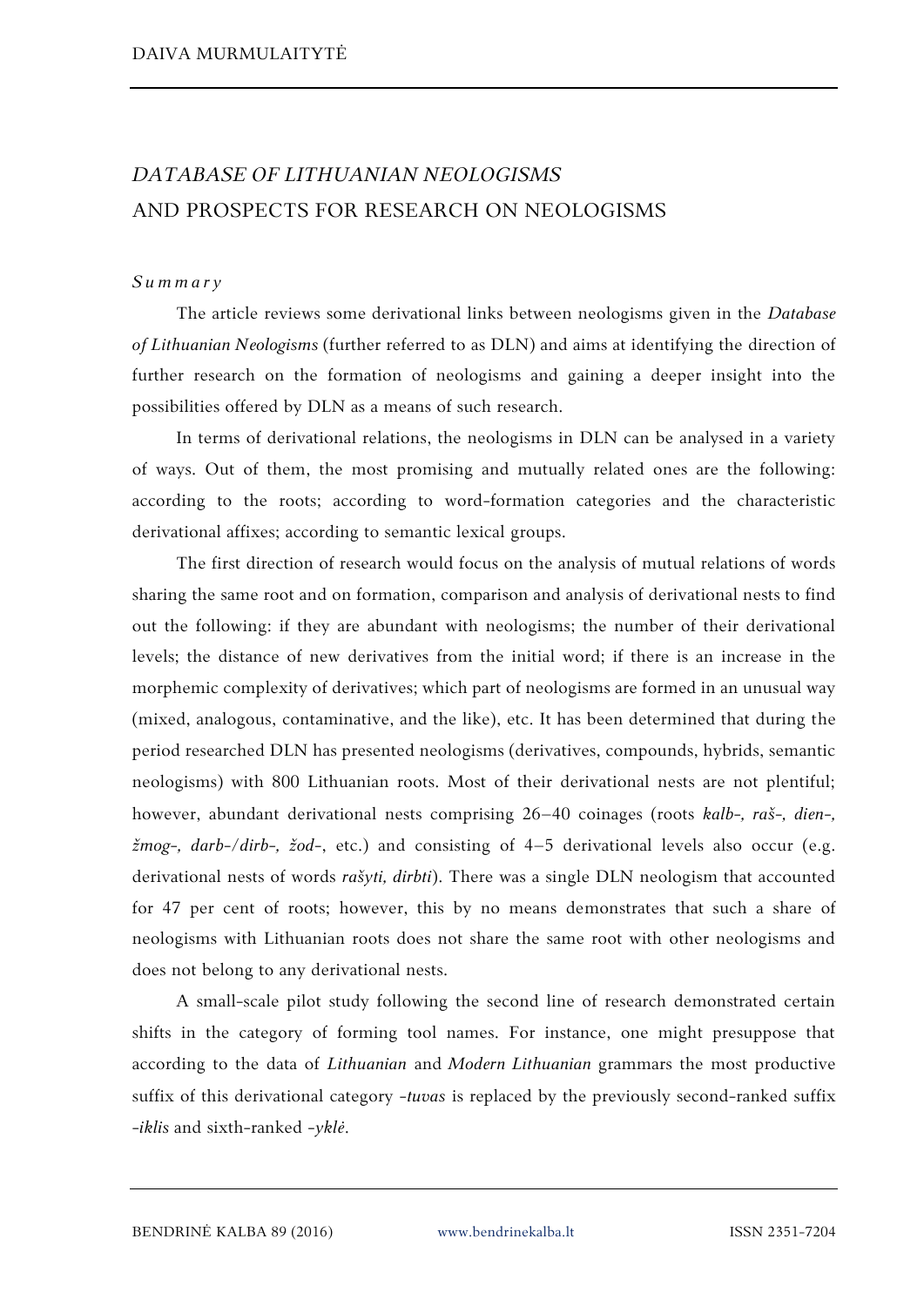# *DATABASE OF LITHUANIAN NEOLOGISMS* AND PROSPECTS FOR RESEARCH ON NEOLOGISMS

*Summary*

The article reviews some derivational links between neologisms given in the *Database of Lithuanian Neologisms* (further referred to as DLN) and aims at identifying the direction of further research on the formation of neologisms and gaining a deeper insight into the possibilities offered by DLN as a means of such research.

In terms of derivational relations, the neologisms in DLN can be analysed in a variety of ways. Out of them, the most promising and mutually related ones are the following: according to the roots; according to word-formation categories and the characteristic derivational affixes; according to semantic lexical groups.

The first direction of research would focus on the analysis of mutual relations of words sharing the same root and on formation, comparison and analysis of derivational nests to find out the following: if they are abundant with neologisms; the number of their derivational levels; the distance of new derivatives from the initial word; if there is an increase in the morphemic complexity of derivatives; which part of neologisms are formed in an unusual way (mixed, analogous, contaminative, and the like), etc. It has been determined that during the period researched DLN has presented neologisms (derivatives, compounds, hybrids, semantic neologisms) with 800 Lithuanian roots. Most of their derivational nests are not plentiful; however, abundant derivational nests comprising 26–40 coinages (roots *kalb-, raš-, dien-, žmog-, darb-/dirb-, žod-*, etc.) and consisting of 4–5 derivational levels also occur (e.g. derivational nests of words *rašyti, dirbti*). There was a single DLN neologism that accounted for 47 per cent of roots; however, this by no means demonstrates that such a share of neologisms with Lithuanian roots does not share the same root with other neologisms and does not belong to any derivational nests.

A small-scale pilot study following the second line of research demonstrated certain shifts in the category of forming tool names. For instance, one might presuppose that according to the data of *Lithuanian* and *Modern Lithuanian* grammars the most productive suffix of this derivational category *-tuvas* is replaced by the previously second-ranked suffix *-iklis* and sixth-ranked *-yklė*.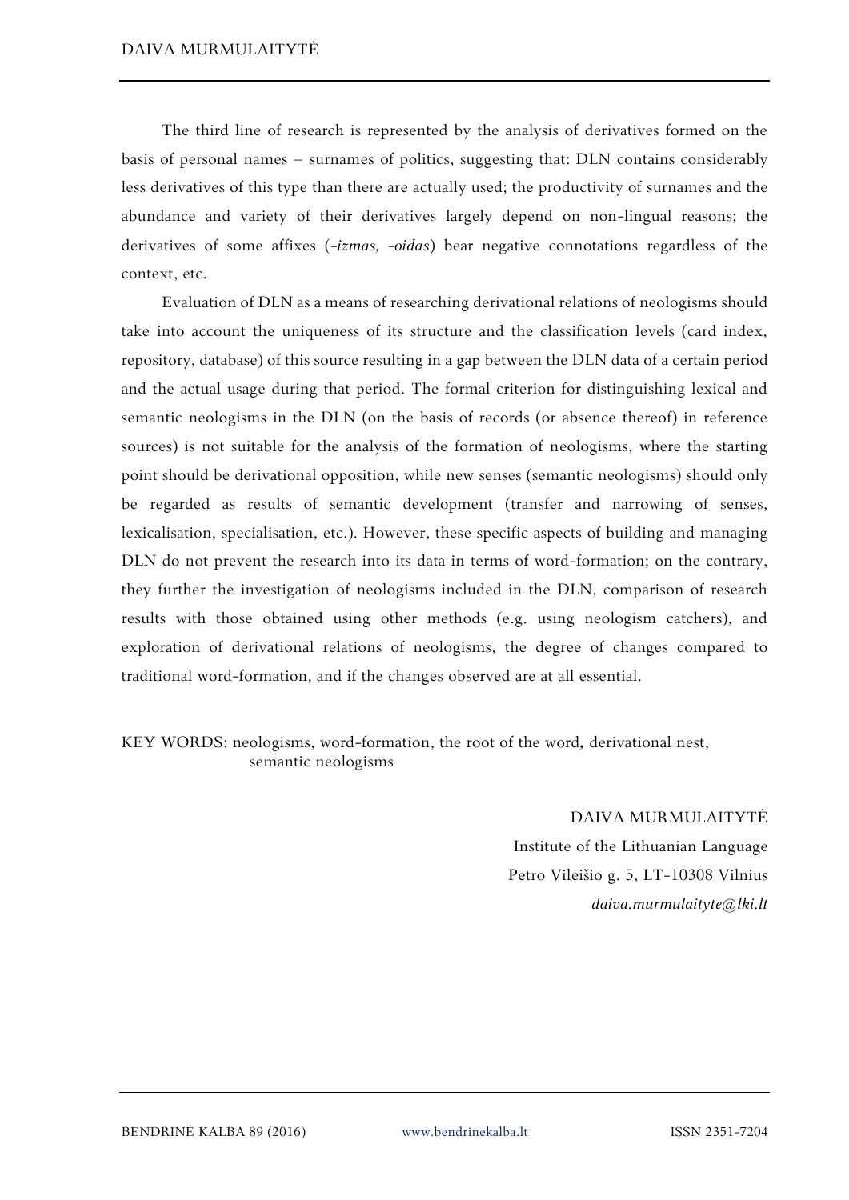The third line of research is represented by the analysis of derivatives formed on the basis of personal names – surnames of politics, suggesting that: DLN contains considerably less derivatives of this type than there are actually used; the productivity of surnames and the abundance and variety of their derivatives largely depend on non-lingual reasons; the derivatives of some affixes (*-izmas, -oidas*) bear negative connotations regardless of the context, etc.

Evaluation of DLN as a means of researching derivational relations of neologisms should take into account the uniqueness of its structure and the classification levels (card index, repository, database) of this source resulting in a gap between the DLN data of a certain period and the actual usage during that period. The formal criterion for distinguishing lexical and semantic neologisms in the DLN (on the basis of records (or absence thereof) in reference sources) is not suitable for the analysis of the formation of neologisms, where the starting point should be derivational opposition, while new senses (semantic neologisms) should only be regarded as results of semantic development (transfer and narrowing of senses, lexicalisation, specialisation, etc.). However, these specific aspects of building and managing DLN do not prevent the research into its data in terms of word-formation; on the contrary, they further the investigation of neologisms included in the DLN, comparison of research results with those obtained using other methods (e.g. using neologism catchers), and exploration of derivational relations of neologisms, the degree of changes compared to traditional word-formation, and if the changes observed are at all essential.

KEY WORDS: neologisms, word-formation, the root of the word**,** derivational nest, semantic neologisms

DAIVA MURMULAITYTĖ
Institute of the Lithuanian Language
Petro Vileišio g. 5, LT-10308 Vilnius
*daiva.murmulaityte@lki.lt*